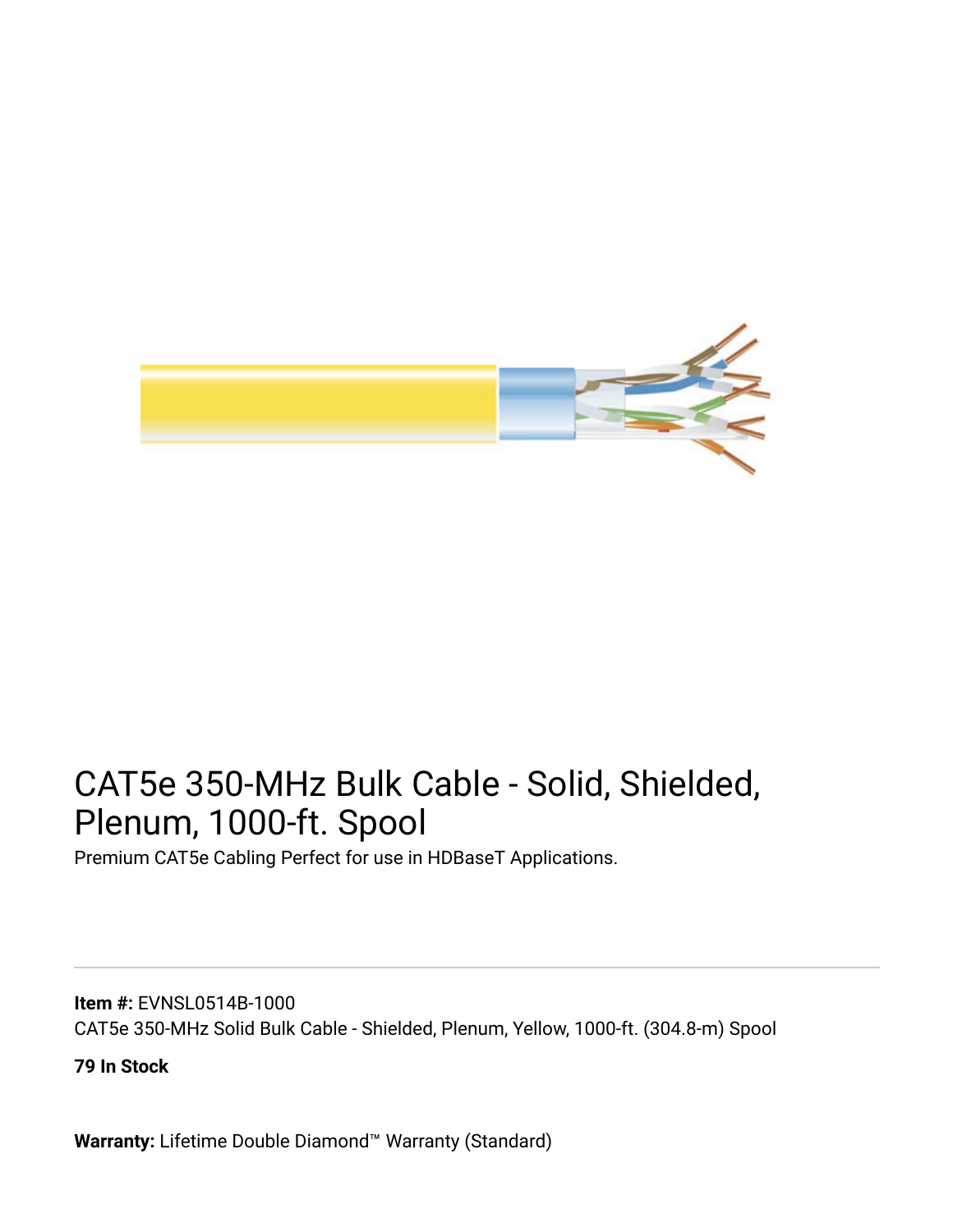# CAT5e 350-MHz Bulk Cable - Solid, Shielded, Plenum, 1000-ft. Spool

Premium CAT5e Cabling Perfect for use in HDBaseT Applications.

---

**Item #:** EVNSL0514B-1000
CAT5e 350-MHz Solid Bulk Cable - Shielded, Plenum, Yellow, 1000-ft. (304.8-m) Spool

**79 In Stock**

**Warranty:** Lifetime Double Diamond™ Warranty (Standard)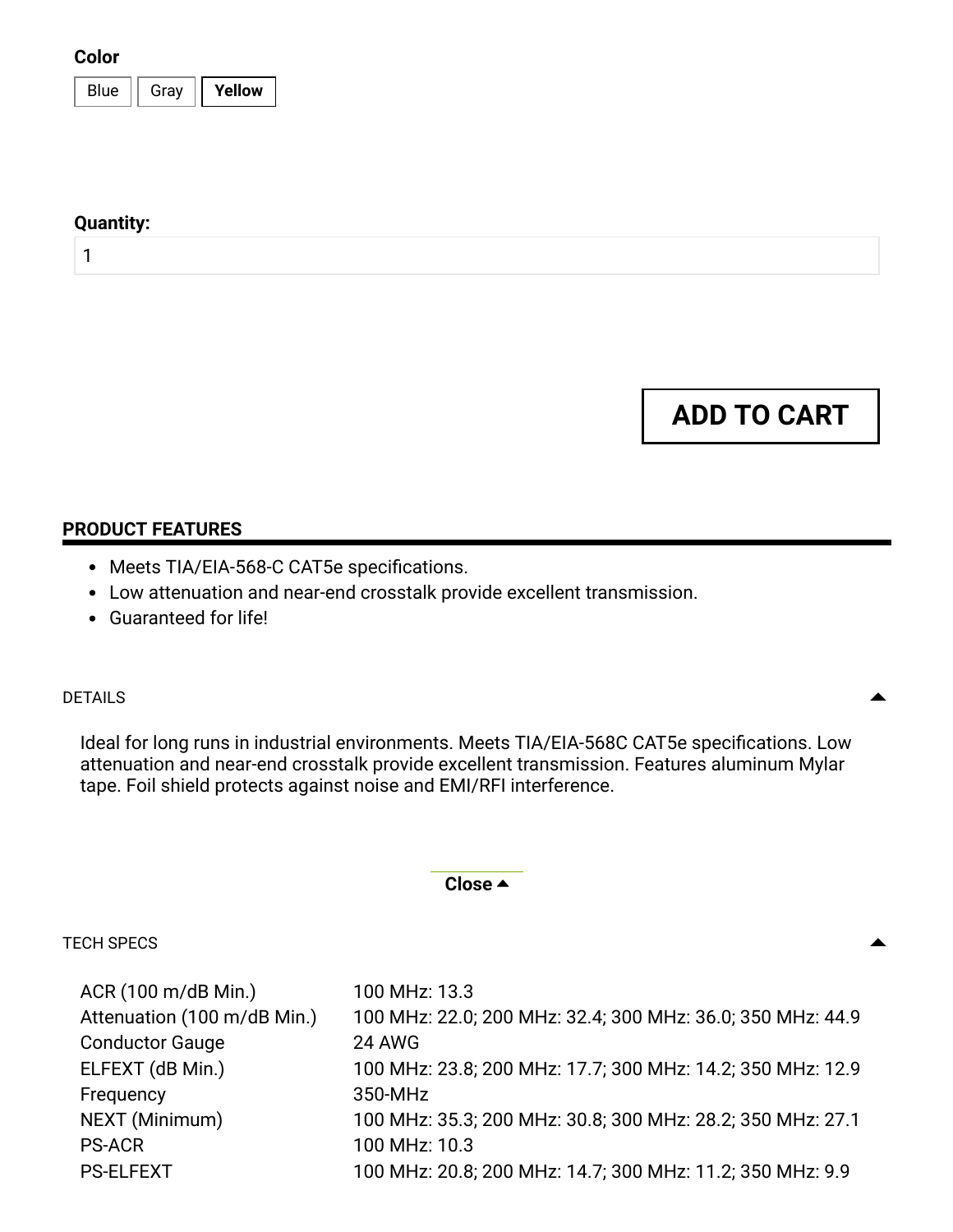**Color**

Blue | Gray | **Yellow**

**Quantity:**

1

**ADD TO CART**

## PRODUCT FEATURES

- Meets TIA/EIA-568-C CAT5e specifications.
- Low attenuation and near-end crosstalk provide excellent transmission.
- Guaranteed for life!

DETAILS

Ideal for long runs in industrial environments. Meets TIA/EIA-568C CAT5e specifications. Low attenuation and near-end crosstalk provide excellent transmission. Features aluminum Mylar tape. Foil shield protects against noise and EMI/RFI interference.

**Close**

TECH SPECS

| | |
|---|---|
| ACR (100 m/dB Min.) | 100 MHz: 13.3 |
| Attenuation (100 m/dB Min.) | 100 MHz: 22.0; 200 MHz: 32.4; 300 MHz: 36.0; 350 MHz: 44.9 |
| Conductor Gauge | 24 AWG |
| ELFEXT (dB Min.) | 100 MHz: 23.8; 200 MHz: 17.7; 300 MHz: 14.2; 350 MHz: 12.9 |
| Frequency | 350-MHz |
| NEXT (Minimum) | 100 MHz: 35.3; 200 MHz: 30.8; 300 MHz: 28.2; 350 MHz: 27.1 |
| PS-ACR | 100 MHz: 10.3 |
| PS-ELFEXT | 100 MHz: 20.8; 200 MHz: 14.7; 300 MHz: 11.2; 350 MHz: 9.9 |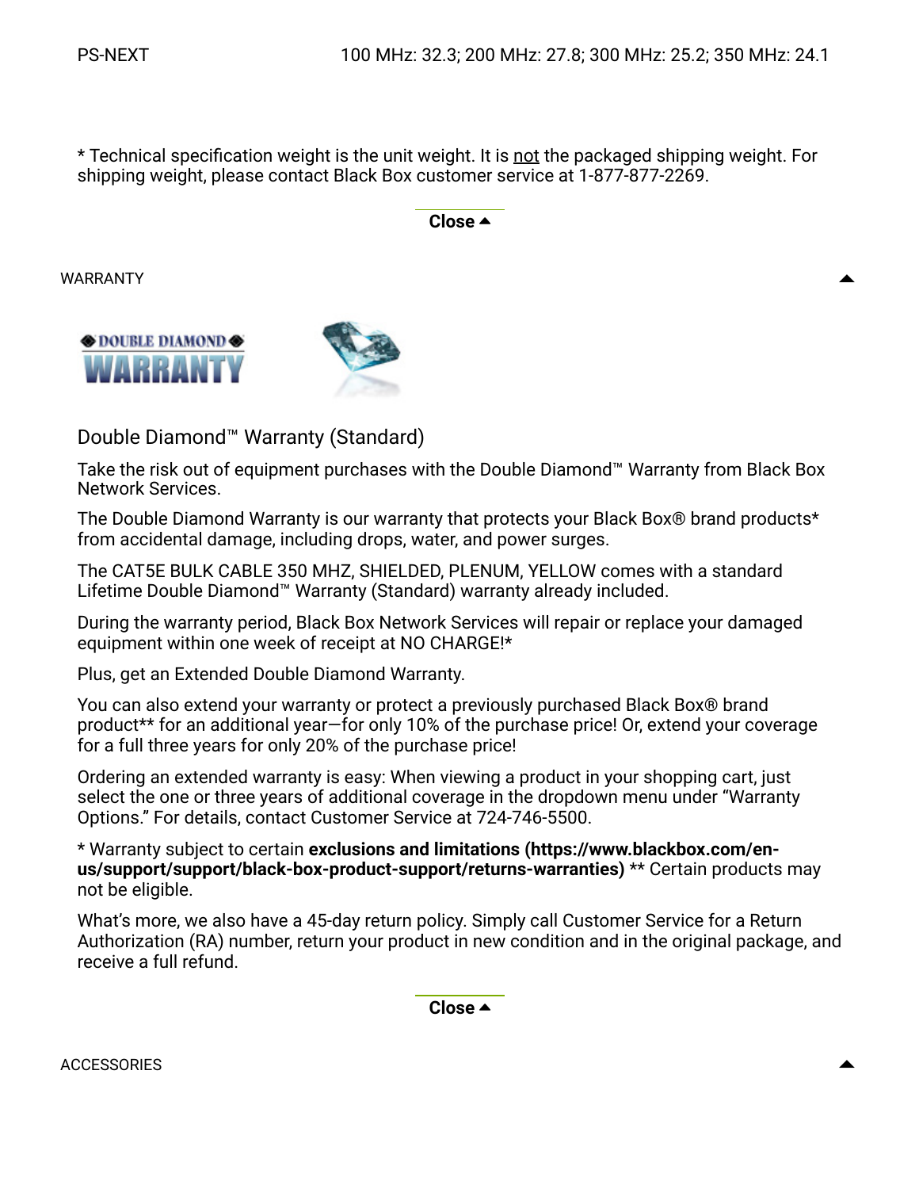| PS-NEXT | 100 MHz: 32.3; 200 MHz: 27.8; 300 MHz: 25.2; 350 MHz: 24.1 |
|---|---|

* Technical specification weight is the unit weight. It is not the packaged shipping weight. For shipping weight, please contact Black Box customer service at 1-877-877-2269.

**Close ▲**

WARRANTY

◆ DOUBLE DIAMOND ◆ WARRANTY

## Double Diamond™ Warranty (Standard)

Take the risk out of equipment purchases with the Double Diamond™ Warranty from Black Box Network Services.

The Double Diamond Warranty is our warranty that protects your Black Box® brand products* from accidental damage, including drops, water, and power surges.

The CAT5E BULK CABLE 350 MHZ, SHIELDED, PLENUM, YELLOW comes with a standard Lifetime Double Diamond™ Warranty (Standard) warranty already included.

During the warranty period, Black Box Network Services will repair or replace your damaged equipment within one week of receipt at NO CHARGE!*

Plus, get an Extended Double Diamond Warranty.

You can also extend your warranty or protect a previously purchased Black Box® brand product** for an additional year—for only 10% of the purchase price! Or, extend your coverage for a full three years for only 20% of the purchase price!

Ordering an extended warranty is easy: When viewing a product in your shopping cart, just select the one or three years of additional coverage in the dropdown menu under "Warranty Options." For details, contact Customer Service at 724-746-5500.

* Warranty subject to certain **exclusions and limitations (https://www.blackbox.com/en-us/support/support/black-box-product-support/returns-warranties)** ** Certain products may not be eligible.

What's more, we also have a 45-day return policy. Simply call Customer Service for a Return Authorization (RA) number, return your product in new condition and in the original package, and receive a full refund.

**Close ▲**

ACCESSORIES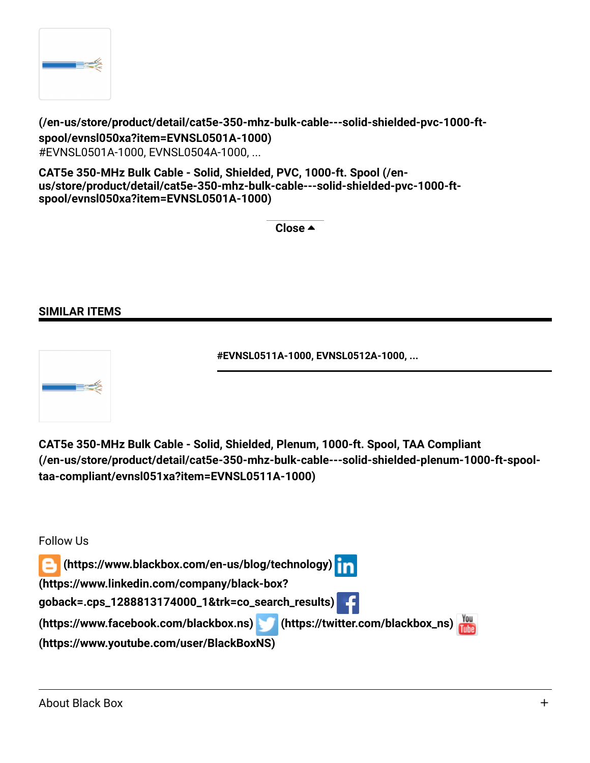**(/en-us/store/product/detail/cat5e-350-mhz-bulk-cable---solid-shielded-pvc-1000-ft-spool/evnsl050xa?item=EVNSL0501A-1000)**
#EVNSL0501A-1000, EVNSL0504A-1000, ...

**CAT5e 350-MHz Bulk Cable - Solid, Shielded, PVC, 1000-ft. Spool (/en-us/store/product/detail/cat5e-350-mhz-bulk-cable---solid-shielded-pvc-1000-ft-spool/evnsl050xa?item=EVNSL0501A-1000)**

**Close ▲**

## SIMILAR ITEMS

**#EVNSL0511A-1000, EVNSL0512A-1000, ...**

**CAT5e 350-MHz Bulk Cable - Solid, Shielded, Plenum, 1000-ft. Spool, TAA Compliant (/en-us/store/product/detail/cat5e-350-mhz-bulk-cable---solid-shielded-plenum-1000-ft-spool-taa-compliant/evnsl051xa?item=EVNSL0511A-1000)**

Follow Us

**(https://www.blackbox.com/en-us/blog/technology)** **(https://www.linkedin.com/company/black-box?goback=.cps_1288813174000_1&trk=co_search_results)** **(https://www.facebook.com/blackbox.ns)** **(https://twitter.com/blackbox_ns)** **(https://www.youtube.com/user/BlackBoxNS)**

About Black Box +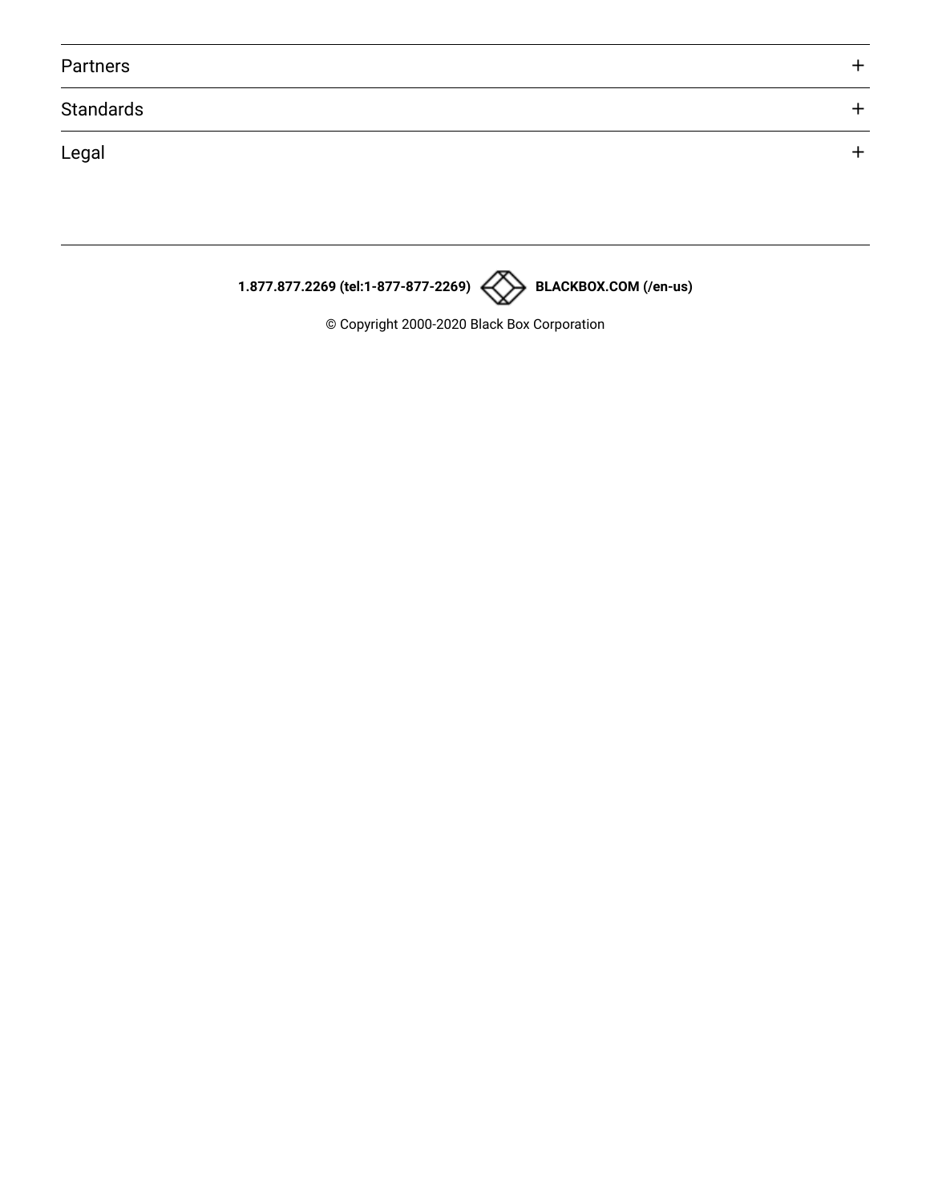Partners +

Standards +

Legal +

---

**1.877.877.2269 (tel:1-877-877-2269)** **BLACKBOX.COM (/en-us)**

© Copyright 2000-2020 Black Box Corporation